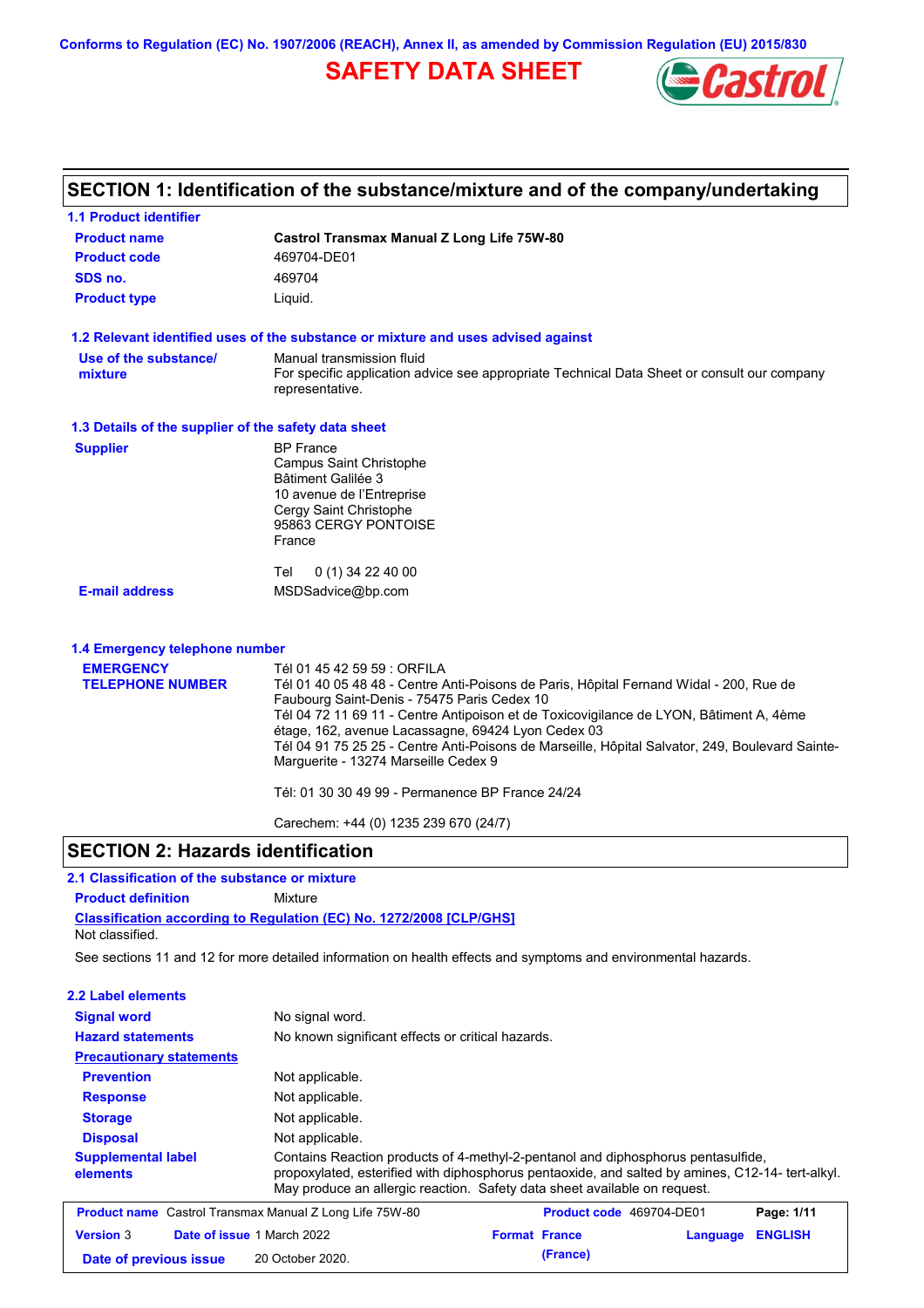Conforms to Regulation (EC) No. 1907/2006 (REACH), Annex II, as amended by Commission Regulation (EU) 2015/830

# SAFETY DATA SHEET

## SECTION 1: Identification of the substance/mixture and of the company/undertaking

### 1.1 Product identifier

| | |
|---|---|
| **Product name** | **Castrol Transmax Manual Z Long Life 75W-80** |
| **Product code** | 469704-DE01 |
| **SDS no.** | 469704 |
| **Product type** | Liquid. |

### 1.2 Relevant identified uses of the substance or mixture and uses advised against

| | |
|---|---|
| **Use of the substance/ mixture** | Manual transmission fluid<br>For specific application advice see appropriate Technical Data Sheet or consult our company representative. |

### 1.3 Details of the supplier of the safety data sheet

| | |
|---|---|
| **Supplier** | BP France<br>Campus Saint Christophe<br>Bâtiment Galilée 3<br>10 avenue de l'Entreprise<br>Cergy Saint Christophe<br>95863 CERGY PONTOISE<br>France<br><br>Tel 0 (1) 34 22 40 00 |
| **E-mail address** | MSDSadvice@bp.com |

### 1.4 Emergency telephone number

**EMERGENCY TELEPHONE NUMBER**

Tél 01 45 42 59 59 : ORFILA
Tél 01 40 05 48 48 - Centre Anti-Poisons de Paris, Hôpital Fernand Widal - 200, Rue de Faubourg Saint-Denis - 75475 Paris Cedex 10
Tél 04 72 11 69 11 - Centre Antipoison et de Toxicovigilance de LYON, Bâtiment A, 4ème étage, 162, avenue Lacassagne, 69424 Lyon Cedex 03
Tél 04 91 75 25 25 - Centre Anti-Poisons de Marseille, Hôpital Salvator, 249, Boulevard Sainte-Marguerite - 13274 Marseille Cedex 9

Tél: 01 30 30 49 99 - Permanence BP France 24/24

Carechem: +44 (0) 1235 239 670 (24/7)

## SECTION 2: Hazards identification

### 2.1 Classification of the substance or mixture

**Product definition** Mixture

**Classification according to Regulation (EC) No. 1272/2008 [CLP/GHS]**

Not classified.

See sections 11 and 12 for more detailed information on health effects and symptoms and environmental hazards.

### 2.2 Label elements

| | |
|---|---|
| **Signal word** | No signal word. |
| **Hazard statements** | No known significant effects or critical hazards. |
| **Precautionary statements** | |
| **Prevention** | Not applicable. |
| **Response** | Not applicable. |
| **Storage** | Not applicable. |
| **Disposal** | Not applicable. |
| **Supplemental label elements** | Contains Reaction products of 4-methyl-2-pentanol and diphosphorus pentasulfide, propoxylated, esterified with diphosphorus pentaoxide, and salted by amines, C12-14- tert-alkyl. May produce an allergic reaction. Safety data sheet available on request. |

| | | | |
|---|---|---|---|
| **Product name** Castrol Transmax Manual Z Long Life 75W-80 | | **Product code** 469704-DE01 | |
| **Version** 3 | **Date of issue** 1 March 2022 | **Format** France (France) | **Language** ENGLISH |
| **Date of previous issue** | 20 October 2020. | | |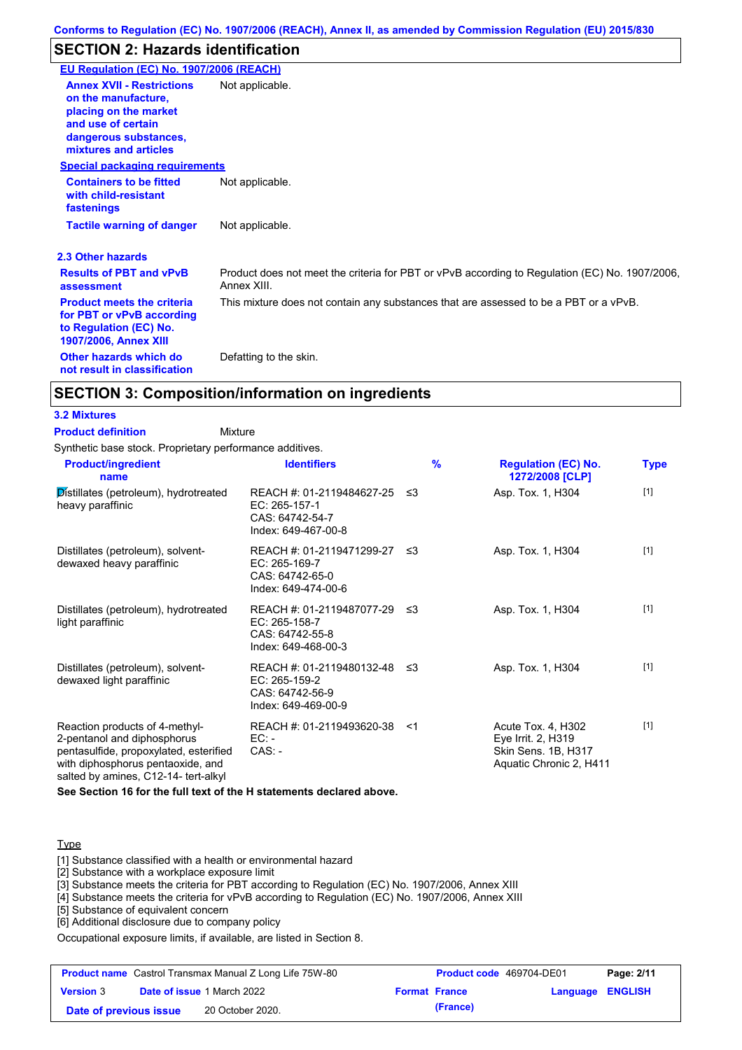Conforms to Regulation (EC) No. 1907/2006 (REACH), Annex II, as amended by Commission Regulation (EU) 2015/830

## SECTION 2: Hazards identification

**EU Regulation (EC) No. 1907/2006 (REACH)**

**Annex XVII - Restrictions on the manufacture, placing on the market and use of certain dangerous substances, mixtures and articles**: Not applicable.

**Special packaging requirements**

**Containers to be fitted with child-resistant fastenings**: Not applicable.

**Tactile warning of danger**: Not applicable.

### 2.3 Other hazards

**Results of PBT and vPvB assessment**: Product does not meet the criteria for PBT or vPvB according to Regulation (EC) No. 1907/2006, Annex XIII.

**Product meets the criteria for PBT or vPvB according to Regulation (EC) No. 1907/2006, Annex XIII**: This mixture does not contain any substances that are assessed to be a PBT or a vPvB.

**Other hazards which do not result in classification**: Defatting to the skin.

## SECTION 3: Composition/information on ingredients

### 3.2 Mixtures

**Product definition**: Mixture

Synthetic base stock. Proprietary performance additives.

| Product/ingredient name | Identifiers | % | Regulation (EC) No. 1272/2008 [CLP] | Type |
|---|---|---|---|---|
| Distillates (petroleum), hydrotreated heavy paraffinic | REACH #: 01-2119484627-25<br>EC: 265-157-1<br>CAS: 64742-54-7<br>Index: 649-467-00-8 | ≤3 | Asp. Tox. 1, H304 | [1] |
| Distillates (petroleum), solvent-dewaxed heavy paraffinic | REACH #: 01-2119471299-27<br>EC: 265-169-7<br>CAS: 64742-65-0<br>Index: 649-474-00-6 | ≤3 | Asp. Tox. 1, H304 | [1] |
| Distillates (petroleum), hydrotreated light paraffinic | REACH #: 01-2119487077-29<br>EC: 265-158-7<br>CAS: 64742-55-8<br>Index: 649-468-00-3 | ≤3 | Asp. Tox. 1, H304 | [1] |
| Distillates (petroleum), solvent-dewaxed light paraffinic | REACH #: 01-2119480132-48<br>EC: 265-159-2<br>CAS: 64742-56-9<br>Index: 649-469-00-9 | ≤3 | Asp. Tox. 1, H304 | [1] |
| Reaction products of 4-methyl-2-pentanol and diphosphorus pentasulfide, propoxylated, esterified with diphosphorus pentaoxide, and salted by amines, C12-14- tert-alkyl | REACH #: 01-2119493620-38<br>EC: -<br>CAS: - | <1 | Acute Tox. 4, H302<br>Eye Irrit. 2, H319<br>Skin Sens. 1B, H317<br>Aquatic Chronic 2, H411 | [1] |

**See Section 16 for the full text of the H statements declared above.**

Type

[1] Substance classified with a health or environmental hazard
[2] Substance with a workplace exposure limit
[3] Substance meets the criteria for PBT according to Regulation (EC) No. 1907/2006, Annex XIII
[4] Substance meets the criteria for vPvB according to Regulation (EC) No. 1907/2006, Annex XIII
[5] Substance of equivalent concern
[6] Additional disclosure due to company policy

Occupational exposure limits, if available, are listed in Section 8.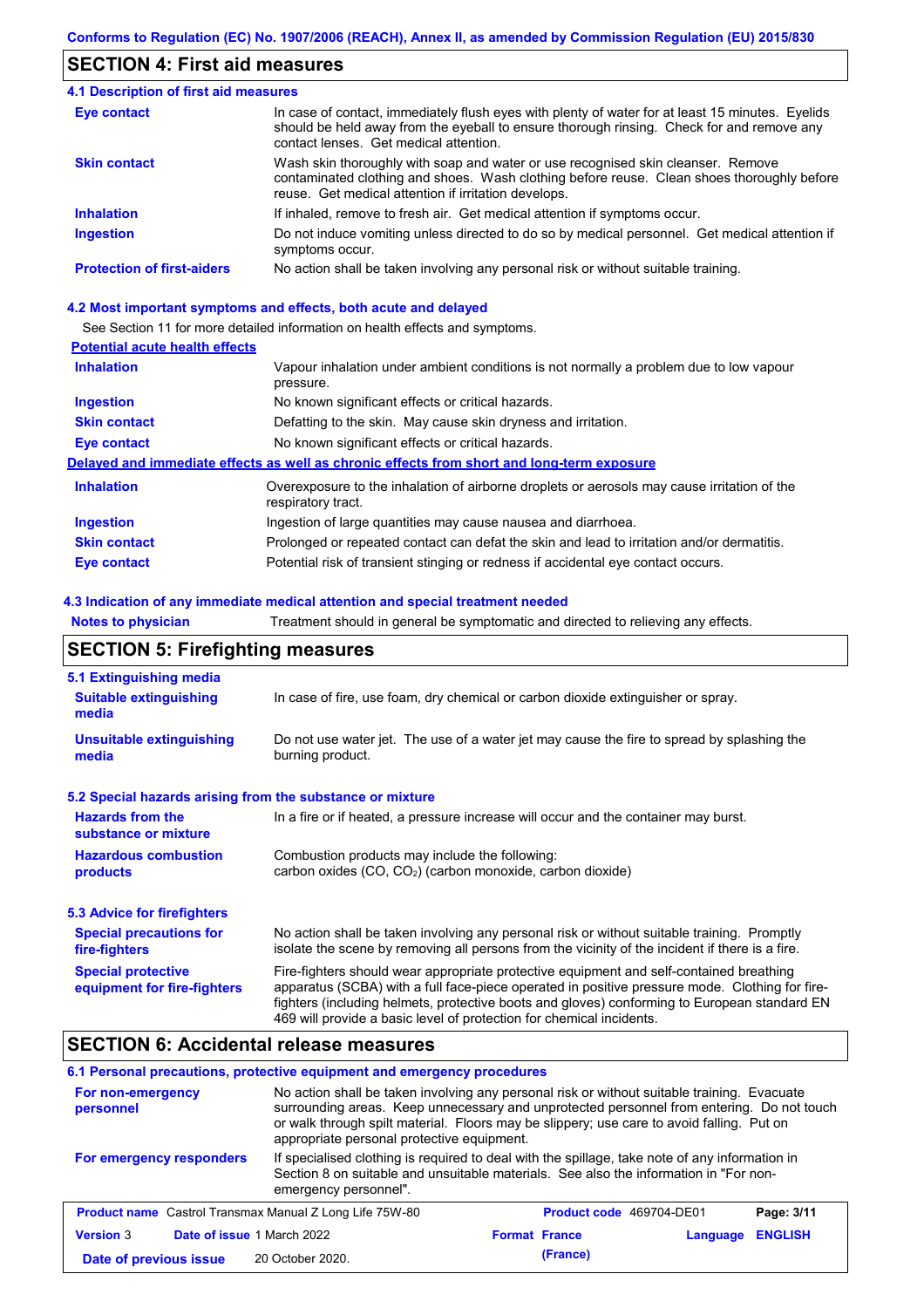## SECTION 4: First aid measures

### 4.1 Description of first aid measures

| | |
|---|---|
| **Eye contact** | In case of contact, immediately flush eyes with plenty of water for at least 15 minutes. Eyelids should be held away from the eyeball to ensure thorough rinsing. Check for and remove any contact lenses. Get medical attention. |
| **Skin contact** | Wash skin thoroughly with soap and water or use recognised skin cleanser. Remove contaminated clothing and shoes. Wash clothing before reuse. Clean shoes thoroughly before reuse. Get medical attention if irritation develops. |
| **Inhalation** | If inhaled, remove to fresh air. Get medical attention if symptoms occur. |
| **Ingestion** | Do not induce vomiting unless directed to do so by medical personnel. Get medical attention if symptoms occur. |
| **Protection of first-aiders** | No action shall be taken involving any personal risk or without suitable training. |

### 4.2 Most important symptoms and effects, both acute and delayed

See Section 11 for more detailed information on health effects and symptoms.

**Potential acute health effects**

| | |
|---|---|
| **Inhalation** | Vapour inhalation under ambient conditions is not normally a problem due to low vapour pressure. |
| **Ingestion** | No known significant effects or critical hazards. |
| **Skin contact** | Defatting to the skin. May cause skin dryness and irritation. |
| **Eye contact** | No known significant effects or critical hazards. |

**Delayed and immediate effects as well as chronic effects from short and long-term exposure**

| | |
|---|---|
| **Inhalation** | Overexposure to the inhalation of airborne droplets or aerosols may cause irritation of the respiratory tract. |
| **Ingestion** | Ingestion of large quantities may cause nausea and diarrhoea. |
| **Skin contact** | Prolonged or repeated contact can defat the skin and lead to irritation and/or dermatitis. |
| **Eye contact** | Potential risk of transient stinging or redness if accidental eye contact occurs. |

### 4.3 Indication of any immediate medical attention and special treatment needed

| | |
|---|---|
| **Notes to physician** | Treatment should in general be symptomatic and directed to relieving any effects. |

## SECTION 5: Firefighting measures

### 5.1 Extinguishing media

| | |
|---|---|
| **Suitable extinguishing media** | In case of fire, use foam, dry chemical or carbon dioxide extinguisher or spray. |
| **Unsuitable extinguishing media** | Do not use water jet. The use of a water jet may cause the fire to spread by splashing the burning product. |

### 5.2 Special hazards arising from the substance or mixture

| | |
|---|---|
| **Hazards from the substance or mixture** | In a fire or if heated, a pressure increase will occur and the container may burst. |
| **Hazardous combustion products** | Combustion products may include the following: carbon oxides (CO, $CO_2$) (carbon monoxide, carbon dioxide) |

### 5.3 Advice for firefighters

| | |
|---|---|
| **Special precautions for fire-fighters** | No action shall be taken involving any personal risk or without suitable training. Promptly isolate the scene by removing all persons from the vicinity of the incident if there is a fire. |
| **Special protective equipment for fire-fighters** | Fire-fighters should wear appropriate protective equipment and self-contained breathing apparatus (SCBA) with a full face-piece operated in positive pressure mode. Clothing for fire-fighters (including helmets, protective boots and gloves) conforming to European standard EN 469 will provide a basic level of protection for chemical incidents. |

## SECTION 6: Accidental release measures

### 6.1 Personal precautions, protective equipment and emergency procedures

| | |
|---|---|
| **For non-emergency personnel** | No action shall be taken involving any personal risk or without suitable training. Evacuate surrounding areas. Keep unnecessary and unprotected personnel from entering. Do not touch or walk through spilt material. Floors may be slippery; use care to avoid falling. Put on appropriate personal protective equipment. |
| **For emergency responders** | If specialised clothing is required to deal with the spillage, take note of any information in Section 8 on suitable and unsuitable materials. See also the information in "For non-emergency personnel". |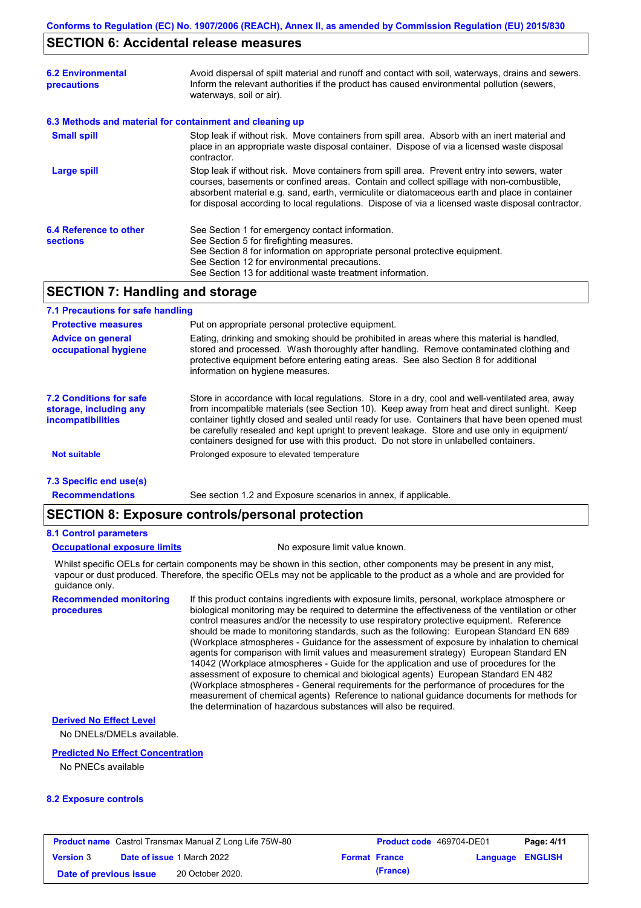## SECTION 6: Accidental release measures

**6.2 Environmental precautions**

Avoid dispersal of spilt material and runoff and contact with soil, waterways, drains and sewers. Inform the relevant authorities if the product has caused environmental pollution (sewers, waterways, soil or air).

**6.3 Methods and material for containment and cleaning up**

**Small spill**

Stop leak if without risk. Move containers from spill area. Absorb with an inert material and place in an appropriate waste disposal container. Dispose of via a licensed waste disposal contractor.

**Large spill**

Stop leak if without risk. Move containers from spill area. Prevent entry into sewers, water courses, basements or confined areas. Contain and collect spillage with non-combustible, absorbent material e.g. sand, earth, vermiculite or diatomaceous earth and place in container for disposal according to local regulations. Dispose of via a licensed waste disposal contractor.

**6.4 Reference to other sections**

See Section 1 for emergency contact information.
See Section 5 for firefighting measures.
See Section 8 for information on appropriate personal protective equipment.
See Section 12 for environmental precautions.
See Section 13 for additional waste treatment information.

## SECTION 7: Handling and storage

**7.1 Precautions for safe handling**

**Protective measures**

Put on appropriate personal protective equipment.

**Advice on general occupational hygiene**

Eating, drinking and smoking should be prohibited in areas where this material is handled, stored and processed. Wash thoroughly after handling. Remove contaminated clothing and protective equipment before entering eating areas. See also Section 8 for additional information on hygiene measures.

**7.2 Conditions for safe storage, including any incompatibilities**

Store in accordance with local regulations. Store in a dry, cool and well-ventilated area, away from incompatible materials (see Section 10). Keep away from heat and direct sunlight. Keep container tightly closed and sealed until ready for use. Containers that have been opened must be carefully resealed and kept upright to prevent leakage. Store and use only in equipment/ containers designed for use with this product. Do not store in unlabelled containers.

**Not suitable**

Prolonged exposure to elevated temperature

**7.3 Specific end use(s)**

**Recommendations**

See section 1.2 and Exposure scenarios in annex, if applicable.

## SECTION 8: Exposure controls/personal protection

**8.1 Control parameters**

**Occupational exposure limits**

No exposure limit value known.

Whilst specific OELs for certain components may be shown in this section, other components may be present in any mist, vapour or dust produced. Therefore, the specific OELs may not be applicable to the product as a whole and are provided for guidance only.

**Recommended monitoring procedures**

If this product contains ingredients with exposure limits, personal, workplace atmosphere or biological monitoring may be required to determine the effectiveness of the ventilation or other control measures and/or the necessity to use respiratory protective equipment. Reference should be made to monitoring standards, such as the following: European Standard EN 689 (Workplace atmospheres - Guidance for the assessment of exposure by inhalation to chemical agents for comparison with limit values and measurement strategy) European Standard EN 14042 (Workplace atmospheres - Guide for the application and use of procedures for the assessment of exposure to chemical and biological agents) European Standard EN 482 (Workplace atmospheres - General requirements for the performance of procedures for the measurement of chemical agents) Reference to national guidance documents for methods for the determination of hazardous substances will also be required.

**Derived No Effect Level**

No DNELs/DMELs available.

**Predicted No Effect Concentration**

No PNECs available

**8.2 Exposure controls**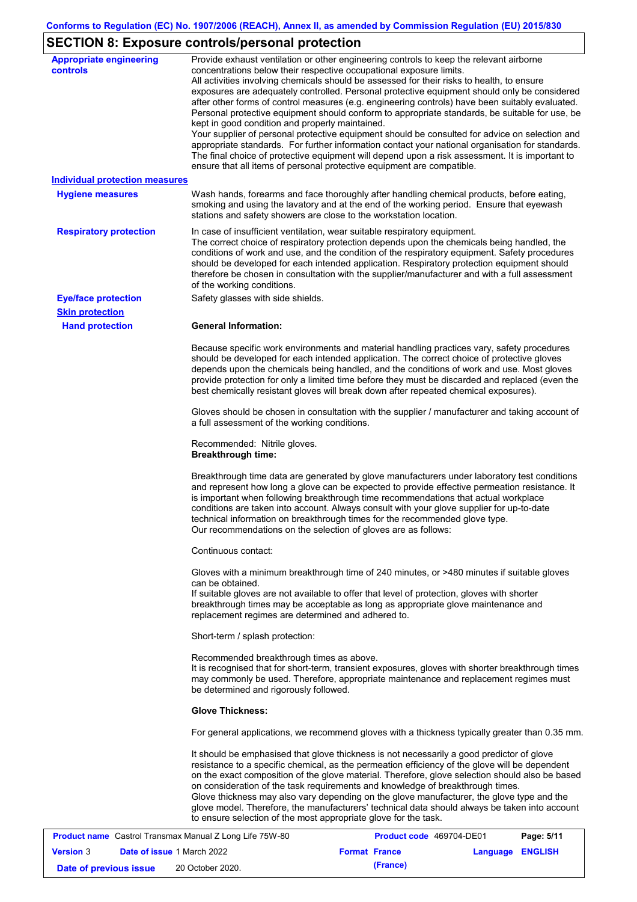## SECTION 8: Exposure controls/personal protection

**Appropriate engineering controls**

Provide exhaust ventilation or other engineering controls to keep the relevant airborne concentrations below their respective occupational exposure limits.
All activities involving chemicals should be assessed for their risks to health, to ensure exposures are adequately controlled. Personal protective equipment should only be considered after other forms of control measures (e.g. engineering controls) have been suitably evaluated. Personal protective equipment should conform to appropriate standards, be suitable for use, be kept in good condition and properly maintained.
Your supplier of personal protective equipment should be consulted for advice on selection and appropriate standards. For further information contact your national organisation for standards. The final choice of protective equipment will depend upon a risk assessment. It is important to ensure that all items of personal protective equipment are compatible.

**Individual protection measures**

**Hygiene measures**

Wash hands, forearms and face thoroughly after handling chemical products, before eating, smoking and using the lavatory and at the end of the working period. Ensure that eyewash stations and safety showers are close to the workstation location.

**Respiratory protection**

In case of insufficient ventilation, wear suitable respiratory equipment.
The correct choice of respiratory protection depends upon the chemicals being handled, the conditions of work and use, and the condition of the respiratory equipment. Safety procedures should be developed for each intended application. Respiratory protection equipment should therefore be chosen in consultation with the supplier/manufacturer and with a full assessment of the working conditions.

**Eye/face protection**

Safety glasses with side shields.

**Skin protection**

**Hand protection**

**General Information:**

Because specific work environments and material handling practices vary, safety procedures should be developed for each intended application. The correct choice of protective gloves depends upon the chemicals being handled, and the conditions of work and use. Most gloves provide protection for only a limited time before they must be discarded and replaced (even the best chemically resistant gloves will break down after repeated chemical exposures).

Gloves should be chosen in consultation with the supplier / manufacturer and taking account of a full assessment of the working conditions.

Recommended: Nitrile gloves.
**Breakthrough time:**

Breakthrough time data are generated by glove manufacturers under laboratory test conditions and represent how long a glove can be expected to provide effective permeation resistance. It is important when following breakthrough time recommendations that actual workplace conditions are taken into account. Always consult with your glove supplier for up-to-date technical information on breakthrough times for the recommended glove type.
Our recommendations on the selection of gloves are as follows:

Continuous contact:

Gloves with a minimum breakthrough time of 240 minutes, or >480 minutes if suitable gloves can be obtained.
If suitable gloves are not available to offer that level of protection, gloves with shorter breakthrough times may be acceptable as long as appropriate glove maintenance and replacement regimes are determined and adhered to.

Short-term / splash protection:

Recommended breakthrough times as above.
It is recognised that for short-term, transient exposures, gloves with shorter breakthrough times may commonly be used. Therefore, appropriate maintenance and replacement regimes must be determined and rigorously followed.

**Glove Thickness:**

For general applications, we recommend gloves with a thickness typically greater than 0.35 mm.

It should be emphasised that glove thickness is not necessarily a good predictor of glove resistance to a specific chemical, as the permeation efficiency of the glove will be dependent on the exact composition of the glove material. Therefore, glove selection should also be based on consideration of the task requirements and knowledge of breakthrough times.
Glove thickness may also vary depending on the glove manufacturer, the glove type and the glove model. Therefore, the manufacturers' technical data should always be taken into account to ensure selection of the most appropriate glove for the task.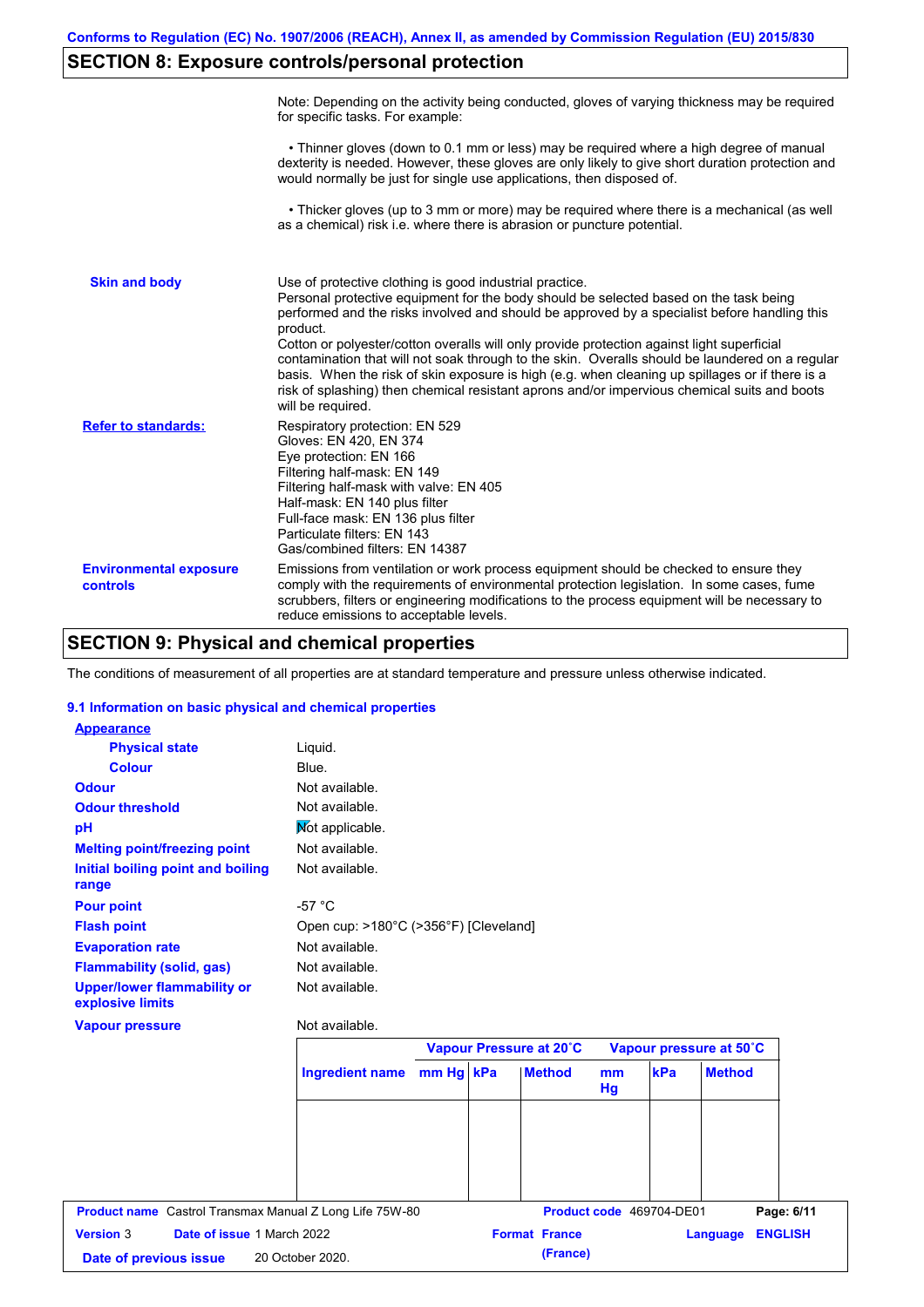## SECTION 8: Exposure controls/personal protection

Note: Depending on the activity being conducted, gloves of varying thickness may be required for specific tasks. For example:

• Thinner gloves (down to 0.1 mm or less) may be required where a high degree of manual dexterity is needed. However, these gloves are only likely to give short duration protection and would normally be just for single use applications, then disposed of.

• Thicker gloves (up to 3 mm or more) may be required where there is a mechanical (as well as a chemical) risk i.e. where there is abrasion or puncture potential.

**Skin and body**

Use of protective clothing is good industrial practice.
Personal protective equipment for the body should be selected based on the task being performed and the risks involved and should be approved by a specialist before handling this product.
Cotton or polyester/cotton overalls will only provide protection against light superficial contamination that will not soak through to the skin. Overalls should be laundered on a regular basis. When the risk of skin exposure is high (e.g. when cleaning up spillages or if there is a risk of splashing) then chemical resistant aprons and/or impervious chemical suits and boots will be required.

**Refer to standards:**

Respiratory protection: EN 529
Gloves: EN 420, EN 374
Eye protection: EN 166
Filtering half-mask: EN 149
Filtering half-mask with valve: EN 405
Half-mask: EN 140 plus filter
Full-face mask: EN 136 plus filter
Particulate filters: EN 143
Gas/combined filters: EN 14387

**Environmental exposure controls**

Emissions from ventilation or work process equipment should be checked to ensure they comply with the requirements of environmental protection legislation. In some cases, fume scrubbers, filters or engineering modifications to the process equipment will be necessary to reduce emissions to acceptable levels.

## SECTION 9: Physical and chemical properties

The conditions of measurement of all properties are at standard temperature and pressure unless otherwise indicated.

### 9.1 Information on basic physical and chemical properties

**Appearance**

| | |
|---|---|
| **Physical state** | Liquid. |
| **Colour** | Blue. |
| **Odour** | Not available. |
| **Odour threshold** | Not available. |
| **pH** | Not applicable. |
| **Melting point/freezing point** | Not available. |
| **Initial boiling point and boiling range** | Not available. |
| **Pour point** | -57 °C |
| **Flash point** | Open cup: >180°C (>356°F) [Cleveland] |
| **Evaporation rate** | Not available. |
| **Flammability (solid, gas)** | Not available. |
| **Upper/lower flammability or explosive limits** | Not available. |
| **Vapour pressure** | Not available. |

| | Vapour Pressure at 20˚C | | | Vapour pressure at 50˚C | | |
|---|---|---|---|---|---|---|
| **Ingredient name** | **mm Hg** | **kPa** | **Method** | **mm Hg** | **kPa** | **Method** |
| | | | | | | |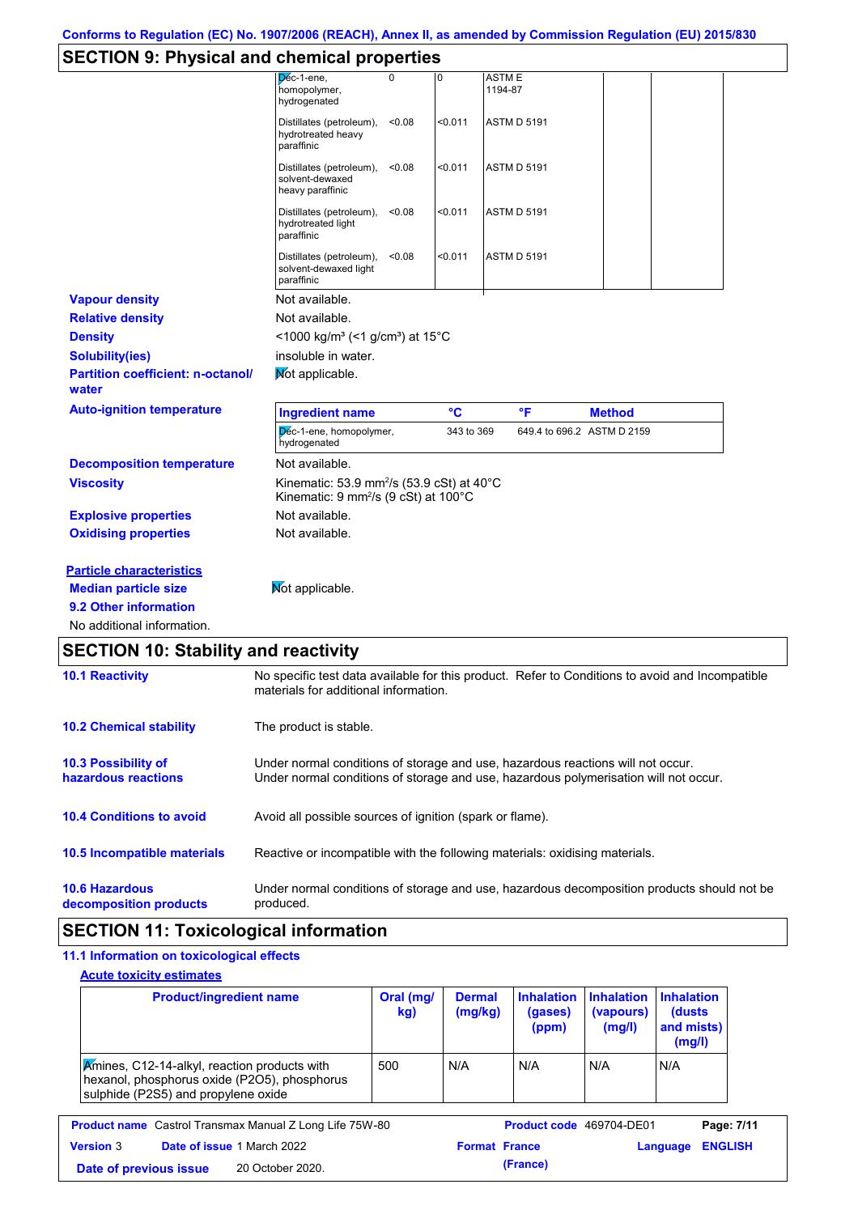Conforms to Regulation (EC) No. 1907/2006 (REACH), Annex II, as amended by Commission Regulation (EU) 2015/830

## SECTION 9: Physical and chemical properties

| | | | | | |
|---|---|---|---|---|---|
| Dec-1-ene, homopolymer, hydrogenated | 0 | 0 | ASTM E 1194-87 | | |
| Distillates (petroleum), hydrotreated heavy paraffinic | <0.08 | <0.011 | ASTM D 5191 | | |
| Distillates (petroleum), solvent-dewaxed heavy paraffinic | <0.08 | <0.011 | ASTM D 5191 | | |
| Distillates (petroleum), hydrotreated light paraffinic | <0.08 | <0.011 | ASTM D 5191 | | |
| Distillates (petroleum), solvent-dewaxed light paraffinic | <0.08 | <0.011 | ASTM D 5191 | | |

**Vapour density** Not available.

**Relative density** Not available.

**Density** <1000 kg/m³ (<1 g/cm³) at 15°C

**Solubility(ies)** insoluble in water.

**Partition coefficient: n-octanol/water** Not applicable.

**Auto-ignition temperature**

| Ingredient name | °C | °F | Method |
|---|---|---|---|
| Dec-1-ene, homopolymer, hydrogenated | 343 to 369 | 649.4 to 696.2 | ASTM D 2159 |

**Decomposition temperature** Not available.

**Viscosity** Kinematic: 53.9 mm²/s (53.9 cSt) at 40°C
Kinematic: 9 mm²/s (9 cSt) at 100°C

**Explosive properties** Not available.

**Oxidising properties** Not available.

**Particle characteristics**

**Median particle size** Not applicable.

**9.2 Other information**

No additional information.

## SECTION 10: Stability and reactivity

**10.1 Reactivity** No specific test data available for this product. Refer to Conditions to avoid and Incompatible materials for additional information.

**10.2 Chemical stability** The product is stable.

**10.3 Possibility of hazardous reactions** Under normal conditions of storage and use, hazardous reactions will not occur.
Under normal conditions of storage and use, hazardous polymerisation will not occur.

**10.4 Conditions to avoid** Avoid all possible sources of ignition (spark or flame).

**10.5 Incompatible materials** Reactive or incompatible with the following materials: oxidising materials.

**10.6 Hazardous decomposition products** Under normal conditions of storage and use, hazardous decomposition products should not be produced.

## SECTION 11: Toxicological information

**11.1 Information on toxicological effects**

**Acute toxicity estimates**

| Product/ingredient name | Oral (mg/kg) | Dermal (mg/kg) | Inhalation (gases) (ppm) | Inhalation (vapours) (mg/l) | Inhalation (dusts and mists) (mg/l) |
|---|---|---|---|---|---|
| Amines, C12-14-alkyl, reaction products with hexanol, phosphorus oxide (P2O5), phosphorus sulphide (P2S5) and propylene oxide | 500 | N/A | N/A | N/A | N/A |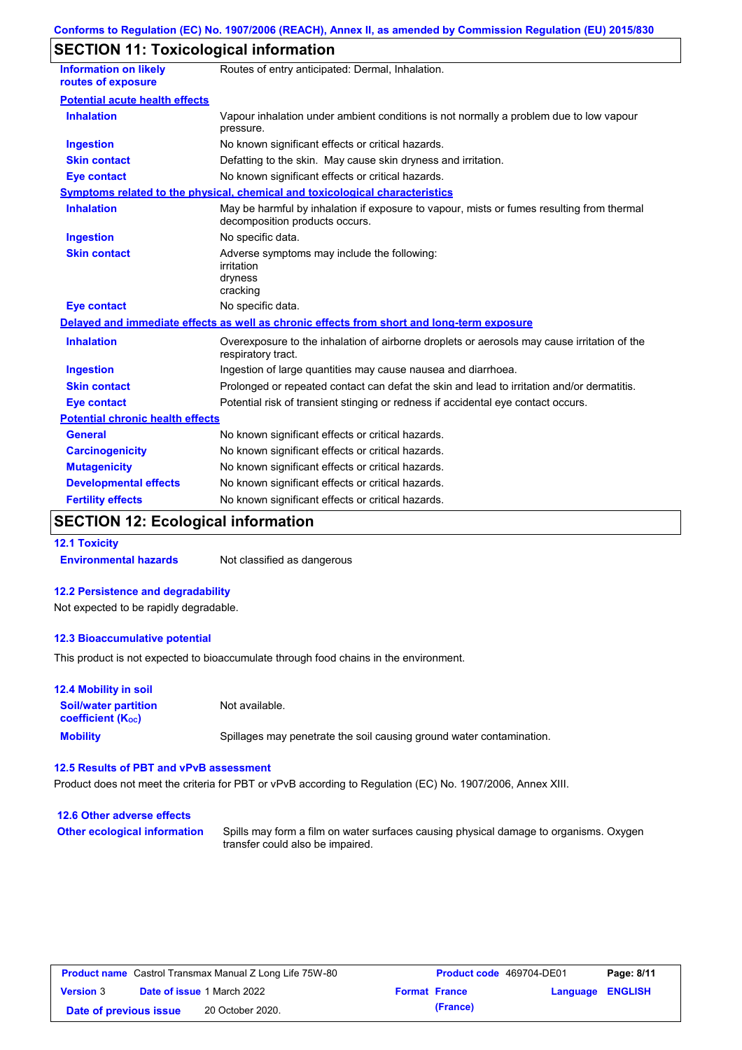Conforms to Regulation (EC) No. 1907/2006 (REACH), Annex II, as amended by Commission Regulation (EU) 2015/830

## SECTION 11: Toxicological information

| | |
|---|---|
| **Information on likely routes of exposure** | Routes of entry anticipated: Dermal, Inhalation. |

**Potential acute health effects**

| | |
|---|---|
| **Inhalation** | Vapour inhalation under ambient conditions is not normally a problem due to low vapour pressure. |
| **Ingestion** | No known significant effects or critical hazards. |
| **Skin contact** | Defatting to the skin. May cause skin dryness and irritation. |
| **Eye contact** | No known significant effects or critical hazards. |

**Symptoms related to the physical, chemical and toxicological characteristics**

| | |
|---|---|
| **Inhalation** | May be harmful by inhalation if exposure to vapour, mists or fumes resulting from thermal decomposition products occurs. |
| **Ingestion** | No specific data. |
| **Skin contact** | Adverse symptoms may include the following:<br>irritation<br>dryness<br>cracking |
| **Eye contact** | No specific data. |

**Delayed and immediate effects as well as chronic effects from short and long-term exposure**

| | |
|---|---|
| **Inhalation** | Overexposure to the inhalation of airborne droplets or aerosols may cause irritation of the respiratory tract. |
| **Ingestion** | Ingestion of large quantities may cause nausea and diarrhoea. |
| **Skin contact** | Prolonged or repeated contact can defat the skin and lead to irritation and/or dermatitis. |
| **Eye contact** | Potential risk of transient stinging or redness if accidental eye contact occurs. |

**Potential chronic health effects**

| | |
|---|---|
| **General** | No known significant effects or critical hazards. |
| **Carcinogenicity** | No known significant effects or critical hazards. |
| **Mutagenicity** | No known significant effects or critical hazards. |
| **Developmental effects** | No known significant effects or critical hazards. |
| **Fertility effects** | No known significant effects or critical hazards. |

## SECTION 12: Ecological information

### 12.1 Toxicity

| | |
|---|---|
| **Environmental hazards** | Not classified as dangerous |

### 12.2 Persistence and degradability

Not expected to be rapidly degradable.

### 12.3 Bioaccumulative potential

This product is not expected to bioaccumulate through food chains in the environment.

### 12.4 Mobility in soil

| | |
|---|---|
| **Soil/water partition coefficient ($K_{OC}$)** | Not available. |
| **Mobility** | Spillages may penetrate the soil causing ground water contamination. |

### 12.5 Results of PBT and vPvB assessment

Product does not meet the criteria for PBT or vPvB according to Regulation (EC) No. 1907/2006, Annex XIII.

### 12.6 Other adverse effects

| | |
|---|---|
| **Other ecological information** | Spills may form a film on water surfaces causing physical damage to organisms. Oxygen transfer could also be impaired. |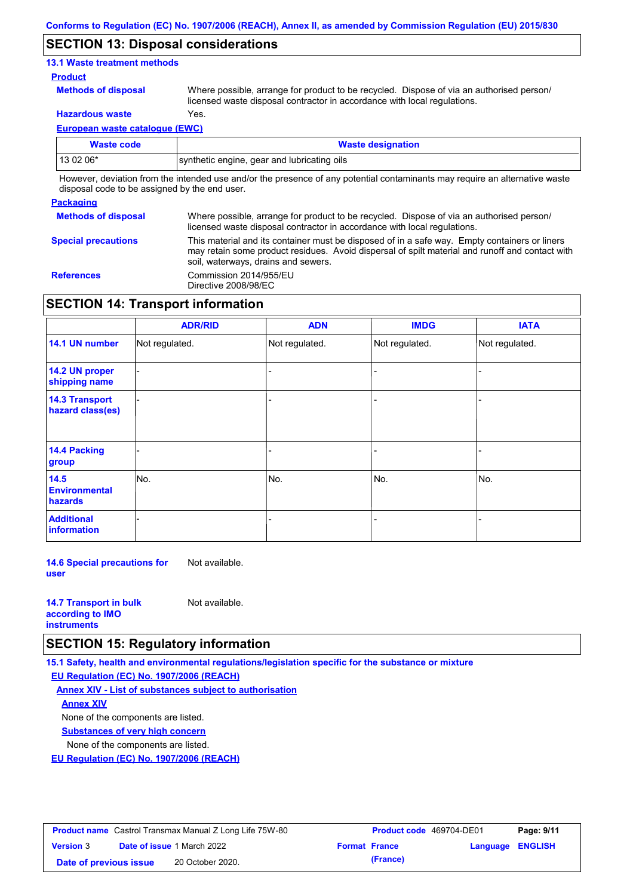## SECTION 13: Disposal considerations

### 13.1 Waste treatment methods

**Product**

**Methods of disposal** Where possible, arrange for product to be recycled. Dispose of via an authorised person/ licensed waste disposal contractor in accordance with local regulations.

**Hazardous waste** Yes.

**European waste catalogue (EWC)**

| Waste code | Waste designation |
|---|---|
| 13 02 06* | synthetic engine, gear and lubricating oils |

However, deviation from the intended use and/or the presence of any potential contaminants may require an alternative waste disposal code to be assigned by the end user.

**Packaging**

**Methods of disposal** Where possible, arrange for product to be recycled. Dispose of via an authorised person/ licensed waste disposal contractor in accordance with local regulations.

**Special precautions** This material and its container must be disposed of in a safe way. Empty containers or liners may retain some product residues. Avoid dispersal of spilt material and runoff and contact with soil, waterways, drains and sewers.

**References** Commission 2014/955/EU
Directive 2008/98/EC

## SECTION 14: Transport information

| | ADR/RID | ADN | IMDG | IATA |
|---|---|---|---|---|
| **14.1 UN number** | Not regulated. | Not regulated. | Not regulated. | Not regulated. |
| **14.2 UN proper shipping name** | - | - | - | - |
| **14.3 Transport hazard class(es)** | - | - | - | - |
| **14.4 Packing group** | - | - | - | - |
| **14.5 Environmental hazards** | No. | No. | No. | No. |
| **Additional information** | - | - | - | - |

**14.6 Special precautions for user** Not available.

**14.7 Transport in bulk according to IMO instruments** Not available.

## SECTION 15: Regulatory information

**15.1 Safety, health and environmental regulations/legislation specific for the substance or mixture**

**EU Regulation (EC) No. 1907/2006 (REACH)**

**Annex XIV - List of substances subject to authorisation**

**Annex XIV**

None of the components are listed.

**Substances of very high concern**

None of the components are listed.

**EU Regulation (EC) No. 1907/2006 (REACH)**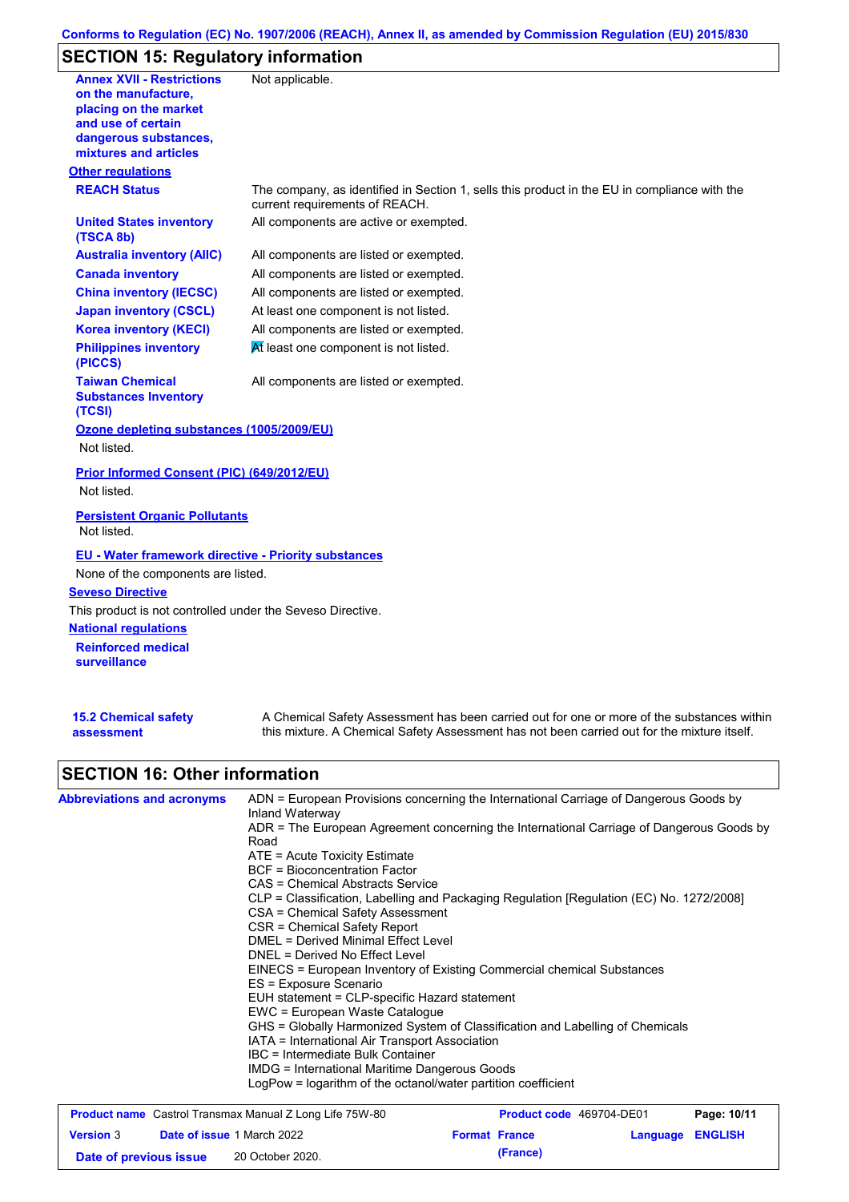## SECTION 15: Regulatory information

| | |
|---|---|
| **Annex XVII - Restrictions on the manufacture, placing on the market and use of certain dangerous substances, mixtures and articles** | Not applicable. |

**Other regulations**

| | |
|---|---|
| **REACH Status** | The company, as identified in Section 1, sells this product in the EU in compliance with the current requirements of REACH. |
| **United States inventory (TSCA 8b)** | All components are active or exempted. |
| **Australia inventory (AIIC)** | All components are listed or exempted. |
| **Canada inventory** | All components are listed or exempted. |
| **China inventory (IECSC)** | All components are listed or exempted. |
| **Japan inventory (CSCL)** | At least one component is not listed. |
| **Korea inventory (KECI)** | All components are listed or exempted. |
| **Philippines inventory (PICCS)** | At least one component is not listed. |
| **Taiwan Chemical Substances Inventory (TCSI)** | All components are listed or exempted. |

**Ozone depleting substances (1005/2009/EU)**

Not listed.

**Prior Informed Consent (PIC) (649/2012/EU)**

Not listed.

**Persistent Organic Pollutants**

Not listed.

**EU - Water framework directive - Priority substances**

None of the components are listed.

**Seveso Directive**

This product is not controlled under the Seveso Directive.

**National regulations**

**Reinforced medical surveillance**

| | |
|---|---|
| **15.2 Chemical safety assessment** | A Chemical Safety Assessment has been carried out for one or more of the substances within this mixture. A Chemical Safety Assessment has not been carried out for the mixture itself. |

## SECTION 16: Other information

**Abbreviations and acronyms**

ADN = European Provisions concerning the International Carriage of Dangerous Goods by Inland Waterway
ADR = The European Agreement concerning the International Carriage of Dangerous Goods by Road
ATE = Acute Toxicity Estimate
BCF = Bioconcentration Factor
CAS = Chemical Abstracts Service
CLP = Classification, Labelling and Packaging Regulation [Regulation (EC) No. 1272/2008]
CSA = Chemical Safety Assessment
CSR = Chemical Safety Report
DMEL = Derived Minimal Effect Level
DNEL = Derived No Effect Level
EINECS = European Inventory of Existing Commercial chemical Substances
ES = Exposure Scenario
EUH statement = CLP-specific Hazard statement
EWC = European Waste Catalogue
GHS = Globally Harmonized System of Classification and Labelling of Chemicals
IATA = International Air Transport Association
IBC = Intermediate Bulk Container
IMDG = International Maritime Dangerous Goods
LogPow = logarithm of the octanol/water partition coefficient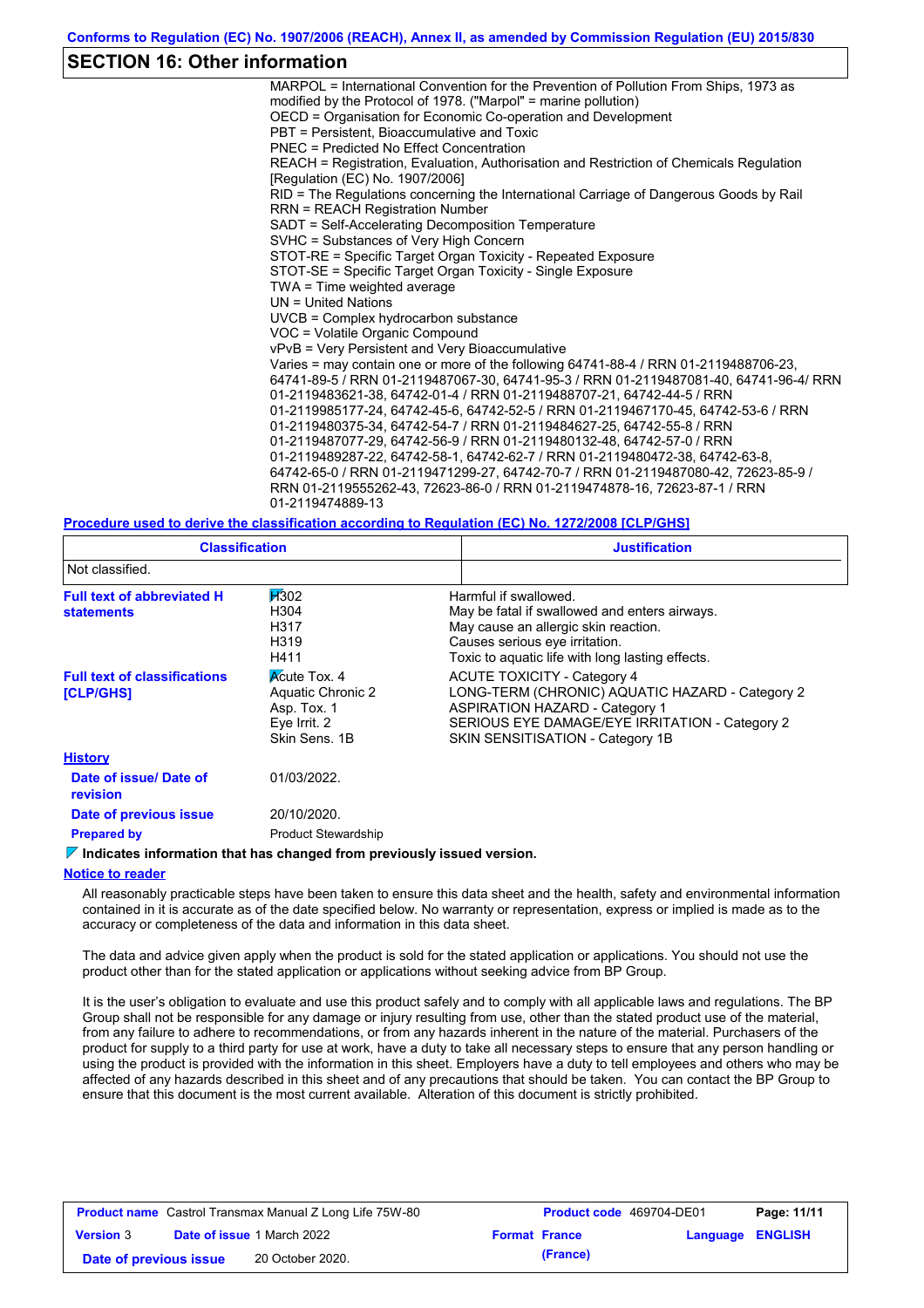## SECTION 16: Other information

MARPOL = International Convention for the Prevention of Pollution From Ships, 1973 as modified by the Protocol of 1978. ("Marpol" = marine pollution)
OECD = Organisation for Economic Co-operation and Development
PBT = Persistent, Bioaccumulative and Toxic
PNEC = Predicted No Effect Concentration
REACH = Registration, Evaluation, Authorisation and Restriction of Chemicals Regulation [Regulation (EC) No. 1907/2006]
RID = The Regulations concerning the International Carriage of Dangerous Goods by Rail
RRN = REACH Registration Number
SADT = Self-Accelerating Decomposition Temperature
SVHC = Substances of Very High Concern
STOT-RE = Specific Target Organ Toxicity - Repeated Exposure
STOT-SE = Specific Target Organ Toxicity - Single Exposure
TWA = Time weighted average
UN = United Nations
UVCB = Complex hydrocarbon substance
VOC = Volatile Organic Compound
vPvB = Very Persistent and Very Bioaccumulative
Varies = may contain one or more of the following 64741-88-4 / RRN 01-2119488706-23, 64741-89-5 / RRN 01-2119487067-30, 64741-95-3 / RRN 01-2119487081-40, 64741-96-4/ RRN 01-2119483621-38, 64742-01-4 / RRN 01-2119488707-21, 64742-44-5 / RRN 01-2119985177-24, 64742-45-6, 64742-52-5 / RRN 01-2119467170-45, 64742-53-6 / RRN 01-2119480375-34, 64742-54-7 / RRN 01-2119484627-25, 64742-55-8 / RRN 01-2119487077-29, 64742-56-9 / RRN 01-2119480132-48, 64742-57-0 / RRN 01-2119489287-22, 64742-58-1, 64742-62-7 / RRN 01-2119480472-38, 64742-63-8, 64742-65-0 / RRN 01-2119471299-27, 64742-70-7 / RRN 01-2119487080-42, 72623-85-9 / RRN 01-2119555262-43, 72623-86-0 / RRN 01-2119474878-16, 72623-87-1 / RRN 01-2119474889-13

**Procedure used to derive the classification according to Regulation (EC) No. 1272/2008 [CLP/GHS]**

| Classification | Justification |
|---|---|
| Not classified. | |

**Full text of abbreviated H statements**

| | |
|---|---|
| H302 | Harmful if swallowed. |
| H304 | May be fatal if swallowed and enters airways. |
| H317 | May cause an allergic skin reaction. |
| H319 | Causes serious eye irritation. |
| H411 | Toxic to aquatic life with long lasting effects. |

**Full text of classifications [CLP/GHS]**

| | |
|---|---|
| Acute Tox. 4 | ACUTE TOXICITY - Category 4 |
| Aquatic Chronic 2 | LONG-TERM (CHRONIC) AQUATIC HAZARD - Category 2 |
| Asp. Tox. 1 | ASPIRATION HAZARD - Category 1 |
| Eye Irrit. 2 | SERIOUS EYE DAMAGE/EYE IRRITATION - Category 2 |
| Skin Sens. 1B | SKIN SENSITISATION - Category 1B |

**History**

**Date of issue/ Date of revision:** 01/03/2022.

**Date of previous issue:** 20/10/2020.

**Prepared by:** Product Stewardship

**Indicates information that has changed from previously issued version.**

**Notice to reader**

All reasonably practicable steps have been taken to ensure this data sheet and the health, safety and environmental information contained in it is accurate as of the date specified below. No warranty or representation, express or implied is made as to the accuracy or completeness of the data and information in this data sheet.

The data and advice given apply when the product is sold for the stated application or applications. You should not use the product other than for the stated application or applications without seeking advice from BP Group.

It is the user's obligation to evaluate and use this product safely and to comply with all applicable laws and regulations. The BP Group shall not be responsible for any damage or injury resulting from use, other than the stated product use of the material, from any failure to adhere to recommendations, or from any hazards inherent in the nature of the material. Purchasers of the product for supply to a third party for use at work, have a duty to take all necessary steps to ensure that any person handling or using the product is provided with the information in this sheet. Employers have a duty to tell employees and others who may be affected of any hazards described in this sheet and of any precautions that should be taken. You can contact the BP Group to ensure that this document is the most current available. Alteration of this document is strictly prohibited.